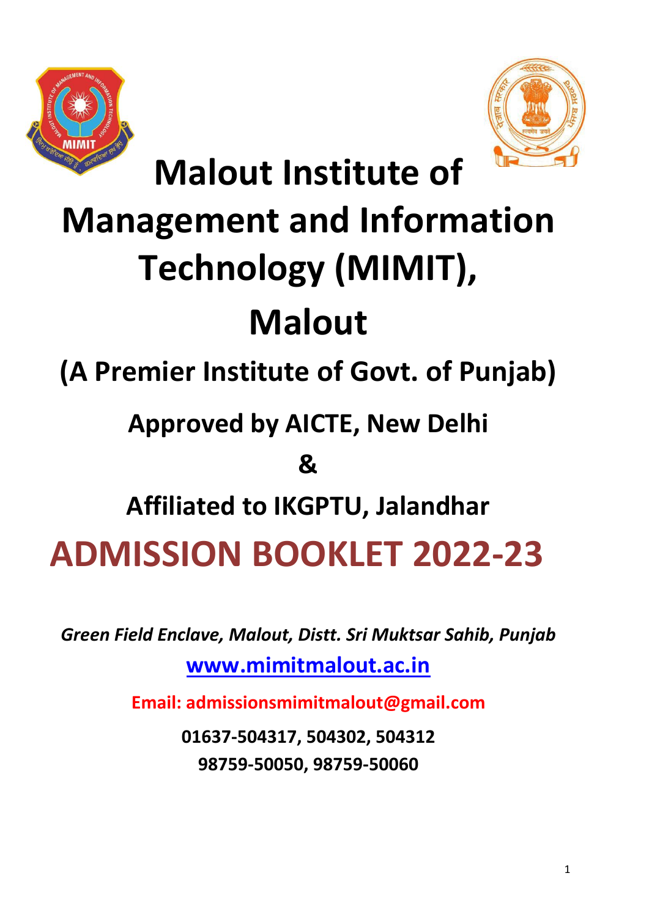# Malout Institute of Management and Information Technology (MIMIT), Malout

## (A Premier Institute of Govt. of Punjab)

## Approved by AICTE, New Delhi

## &

## Affiliated to IKGPTU, Jalandhar

# ADMISSION BOOKLET 2022-23

*Green Field Enclave, Malout, Distt. Sri Muktsar Sahib, Punjab*

**www.mimitmalout.ac.in**

**Email: admissionsmimitmalout@gmail.com**

**01637-504317, 504302, 504312**
**98759-50050, 98759-50060**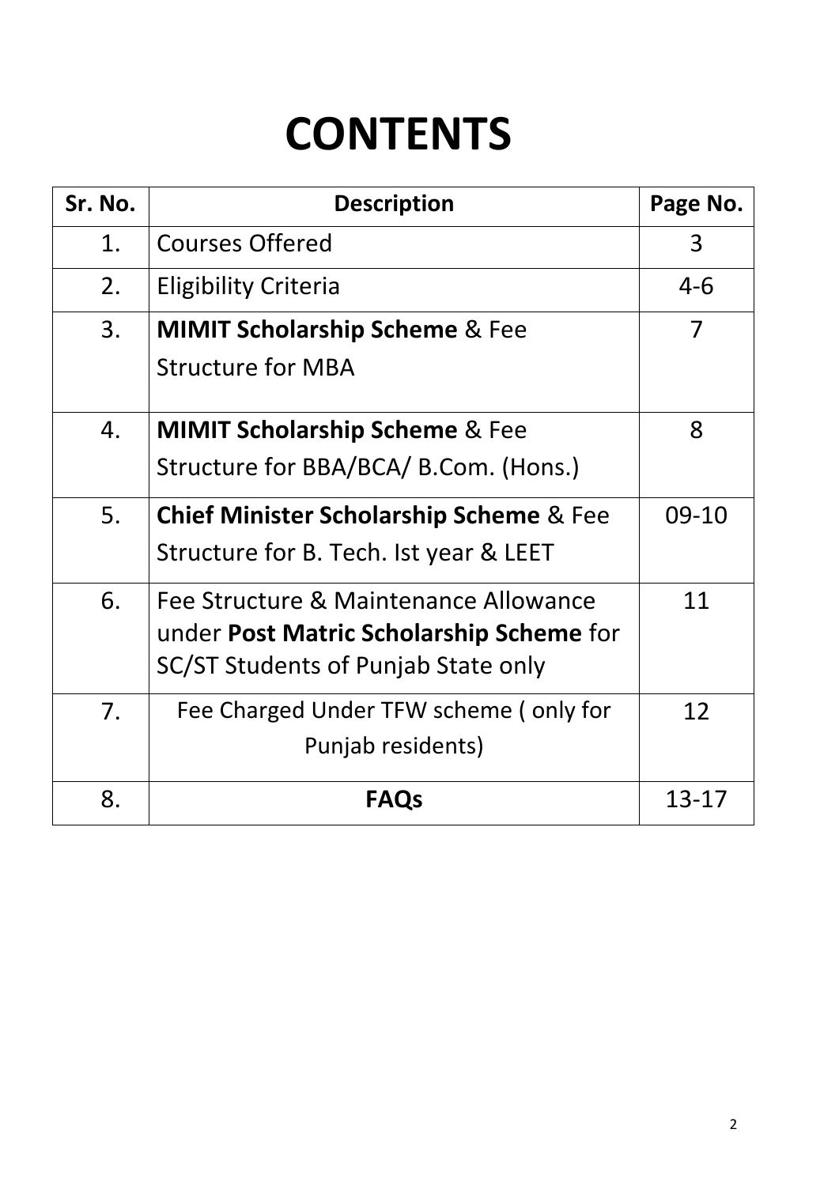# CONTENTS

| Sr. No. | Description | Page No. |
|---|---|---|
| 1. | Courses Offered | 3 |
| 2. | Eligibility Criteria | 4-6 |
| 3. | **MIMIT Scholarship Scheme** & Fee Structure for MBA | 7 |
| 4. | **MIMIT Scholarship Scheme** & Fee Structure for BBA/BCA/ B.Com. (Hons.) | 8 |
| 5. | **Chief Minister Scholarship Scheme** & Fee Structure for B. Tech. Ist year & LEET | 09-10 |
| 6. | Fee Structure & Maintenance Allowance under **Post Matric Scholarship Scheme** for SC/ST Students of Punjab State only | 11 |
| 7. | Fee Charged Under TFW scheme ( only for Punjab residents) | 12 |
| 8. | **FAQs** | 13-17 |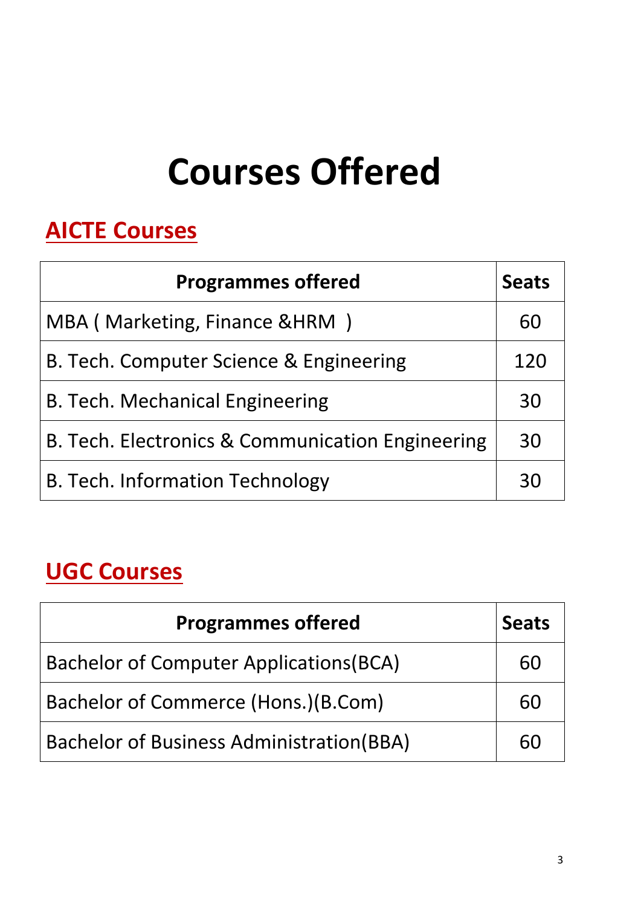# Courses Offered

## AICTE Courses

| Programmes offered | Seats |
|---|---|
| MBA ( Marketing, Finance &HRM ) | 60 |
| B. Tech. Computer Science & Engineering | 120 |
| B. Tech. Mechanical Engineering | 30 |
| B. Tech. Electronics & Communication Engineering | 30 |
| B. Tech. Information Technology | 30 |

## UGC Courses

| Programmes offered | Seats |
|---|---|
| Bachelor of Computer Applications(BCA) | 60 |
| Bachelor of Commerce (Hons.)(B.Com) | 60 |
| Bachelor of Business Administration(BBA) | 60 |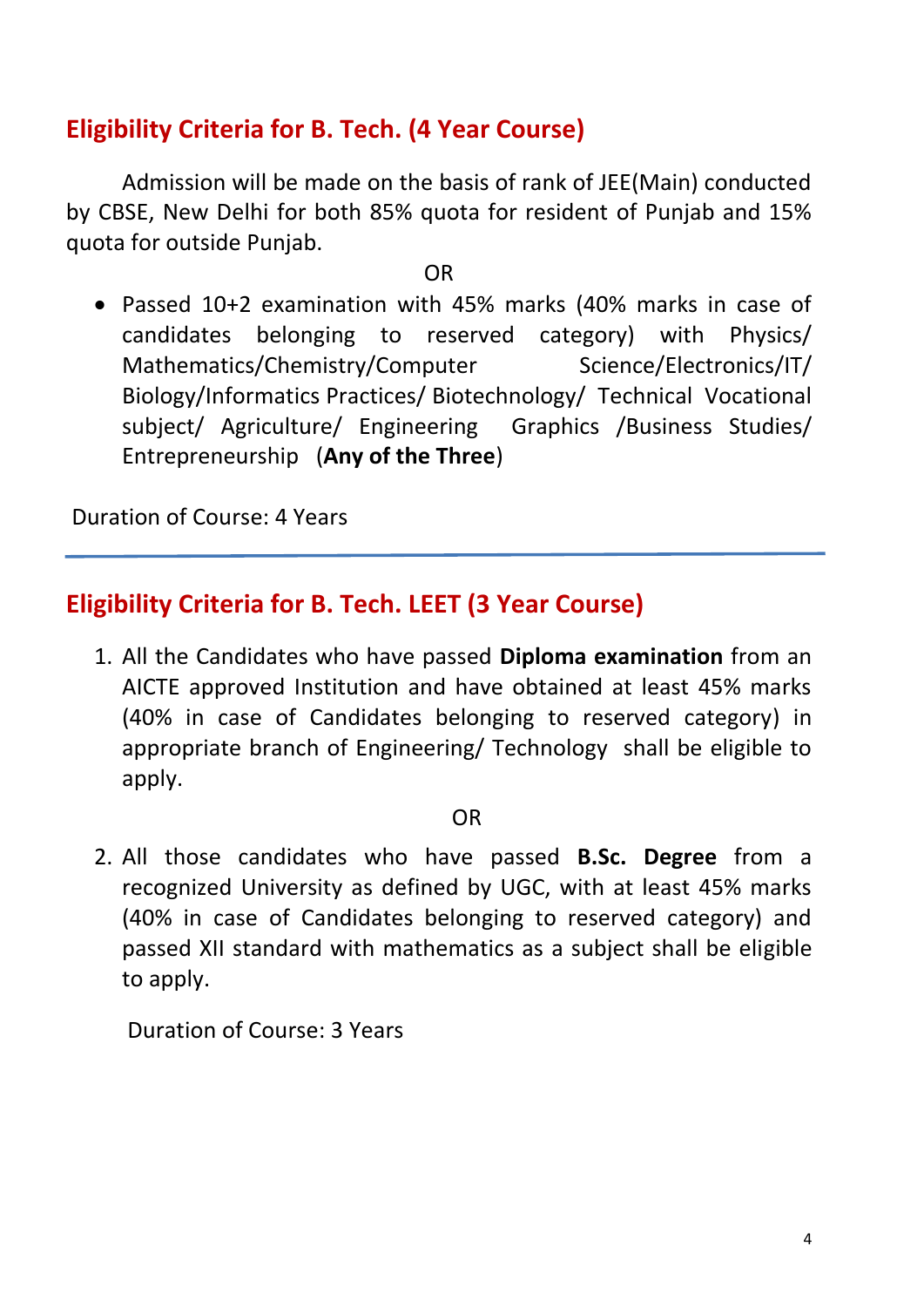## Eligibility Criteria for B. Tech. (4 Year Course)

Admission will be made on the basis of rank of JEE(Main) conducted by CBSE, New Delhi for both 85% quota for resident of Punjab and 15% quota for outside Punjab.

OR

- Passed 10+2 examination with 45% marks (40% marks in case of candidates belonging to reserved category) with Physics/ Mathematics/Chemistry/Computer Science/Electronics/IT/ Biology/Informatics Practices/ Biotechnology/ Technical Vocational subject/ Agriculture/ Engineering Graphics /Business Studies/ Entrepreneurship (**Any of the Three**)

Duration of Course: 4 Years

---

## Eligibility Criteria for B. Tech. LEET (3 Year Course)

1. All the Candidates who have passed **Diploma examination** from an AICTE approved Institution and have obtained at least 45% marks (40% in case of Candidates belonging to reserved category) in appropriate branch of Engineering/ Technology shall be eligible to apply.

   OR

2. All those candidates who have passed **B.Sc. Degree** from a recognized University as defined by UGC, with at least 45% marks (40% in case of Candidates belonging to reserved category) and passed XII standard with mathematics as a subject shall be eligible to apply.

   Duration of Course: 3 Years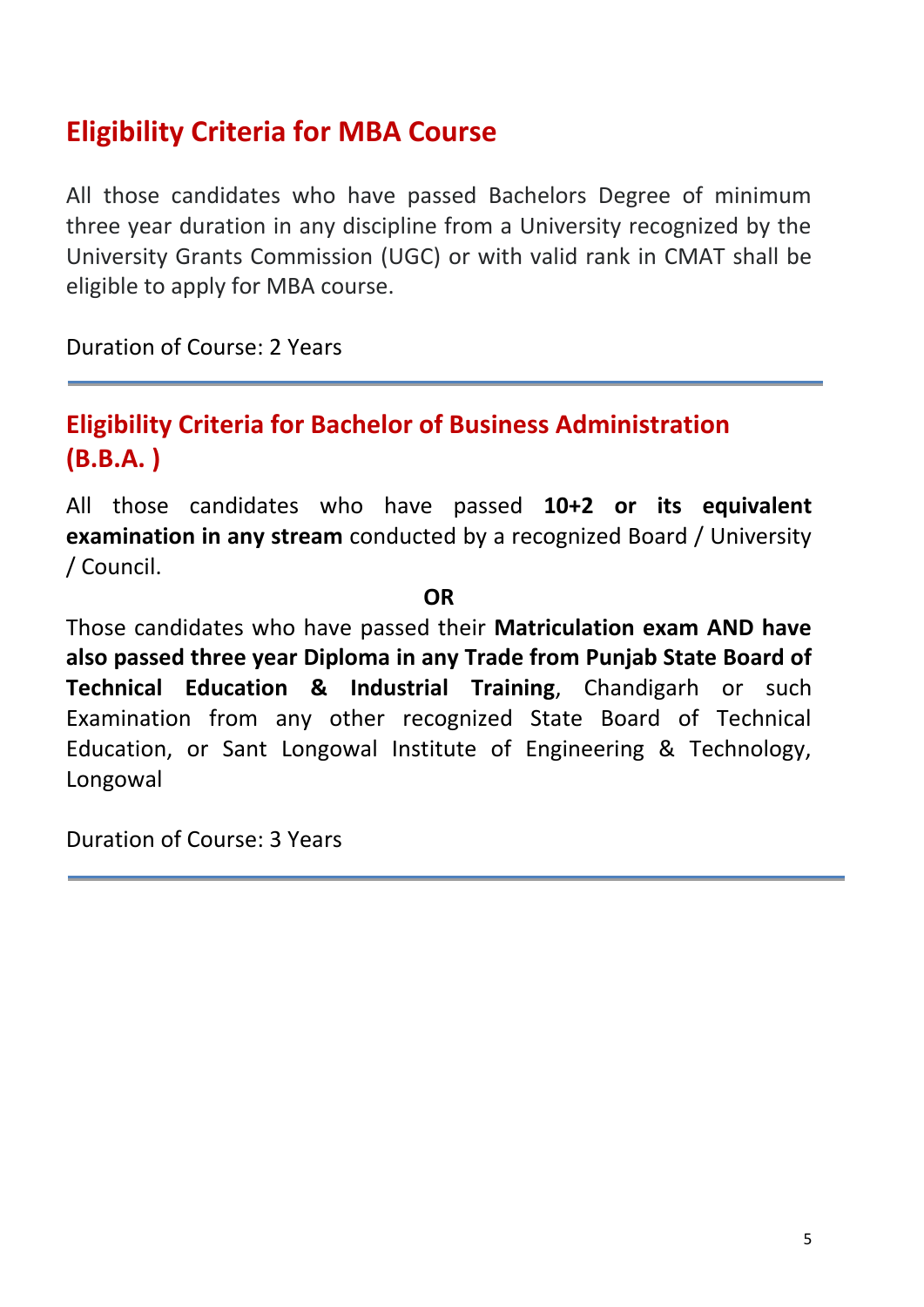## Eligibility Criteria for MBA Course

All those candidates who have passed Bachelors Degree of minimum three year duration in any discipline from a University recognized by the University Grants Commission (UGC) or with valid rank in CMAT shall be eligible to apply for MBA course.

Duration of Course: 2 Years

---

## Eligibility Criteria for Bachelor of Business Administration (B.B.A. )

All those candidates who have passed **10+2 or its equivalent examination in any stream** conducted by a recognized Board / University / Council.

**OR**

Those candidates who have passed their **Matriculation exam AND have also passed three year Diploma in any Trade from Punjab State Board of Technical Education & Industrial Training**, Chandigarh or such Examination from any other recognized State Board of Technical Education, or Sant Longowal Institute of Engineering & Technology, Longowal

Duration of Course: 3 Years

---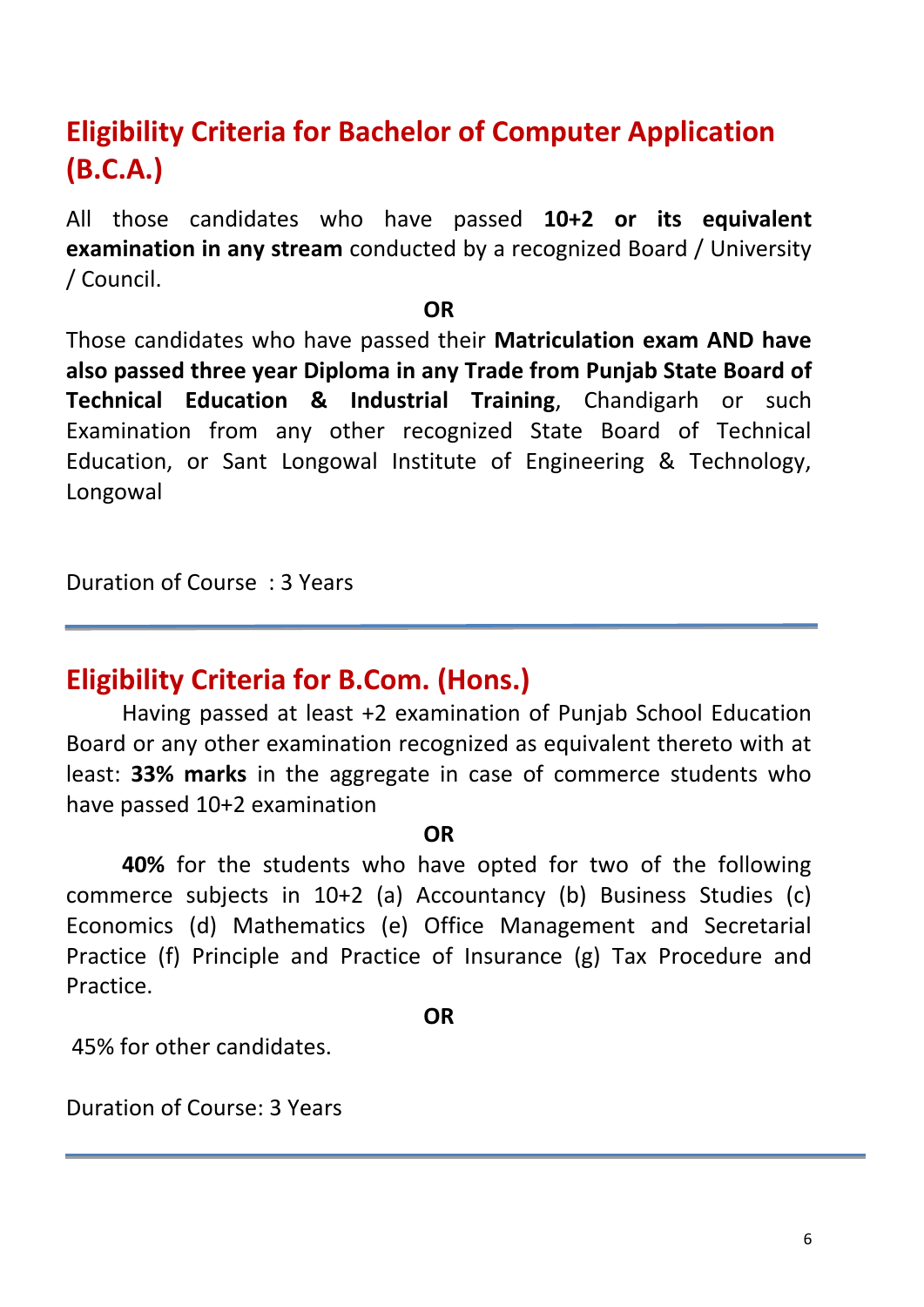## Eligibility Criteria for Bachelor of Computer Application (B.C.A.)

All those candidates who have passed **10+2 or its equivalent examination in any stream** conducted by a recognized Board / University / Council.

**OR**

Those candidates who have passed their **Matriculation exam AND have also passed three year Diploma in any Trade from Punjab State Board of Technical Education & Industrial Training**, Chandigarh or such Examination from any other recognized State Board of Technical Education, or Sant Longowal Institute of Engineering & Technology, Longowal

Duration of Course : 3 Years

---

## Eligibility Criteria for B.Com. (Hons.)

Having passed at least +2 examination of Punjab School Education Board or any other examination recognized as equivalent thereto with at least: **33% marks** in the aggregate in case of commerce students who have passed 10+2 examination

**OR**

**40%** for the students who have opted for two of the following commerce subjects in 10+2 (a) Accountancy (b) Business Studies (c) Economics (d) Mathematics (e) Office Management and Secretarial Practice (f) Principle and Practice of Insurance (g) Tax Procedure and Practice.

**OR**

45% for other candidates.

Duration of Course: 3 Years

---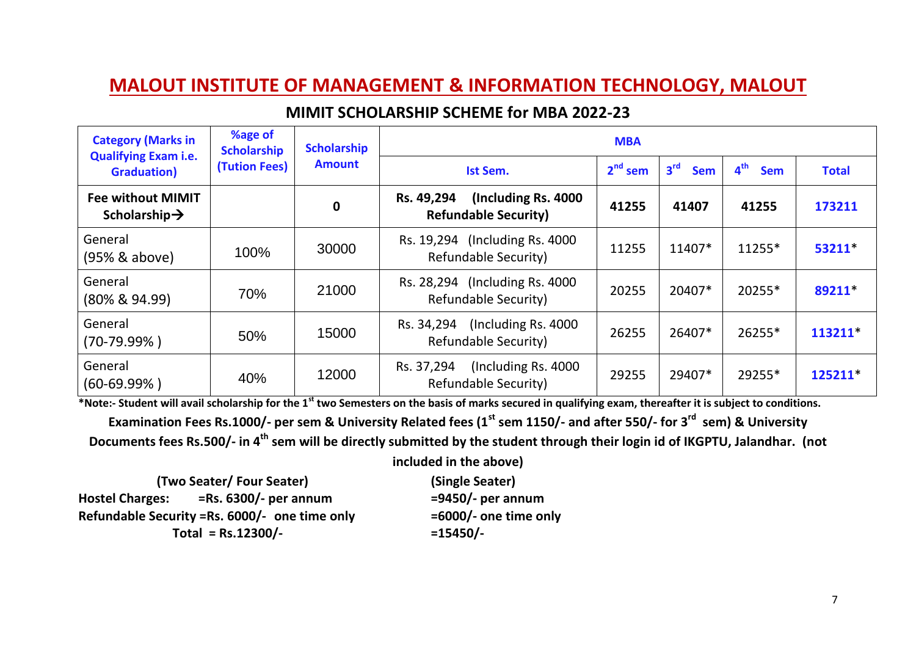# MALOUT INSTITUTE OF MANAGEMENT & INFORMATION TECHNOLOGY, MALOUT

## MIMIT SCHOLARSHIP SCHEME for MBA 2022-23

| Category (Marks in Qualifying Exam i.e. Graduation) | %age of Scholarship (Tution Fees) | Scholarship Amount | MBA | | | | |
|---|---|---|---|---|---|---|---|
| | | | Ist Sem. | 2nd sem | 3rd Sem | 4th Sem | Total |
| **Fee without MIMIT Scholarship→** | | **0** | **Rs. 49,294 (Including Rs. 4000 Refundable Security)** | **41255** | **41407** | **41255** | **173211** |
| General (95% & above) | 100% | 30000 | Rs. 19,294 (Including Rs. 4000 Refundable Security) | 11255 | 11407* | 11255* | **53211***|
| General (80% & 94.99) | 70% | 21000 | Rs. 28,294 (Including Rs. 4000 Refundable Security) | 20255 | 20407* | 20255* | **89211***|
| General (70-79.99% ) | 50% | 15000 | Rs. 34,294 (Including Rs. 4000 Refundable Security) | 26255 | 26407* | 26255* | **113211***|
| General (60-69.99% ) | 40% | 12000 | Rs. 37,294 (Including Rs. 4000 Refundable Security) | 29255 | 29407* | 29255* | **125211***|

***Note:- Student will avail scholarship for the 1st two Semesters on the basis of marks secured in qualifying exam, thereafter it is subject to conditions.**

**Examination Fees Rs.1000/- per sem & University Related fees (1st sem 1150/- and after 550/- for 3rd sem) & University Documents fees Rs.500/- in 4th sem will be directly submitted by the student through their login id of IKGPTU, Jalandhar. (not included in the above)**

| | (Two Seater/ Four Seater) | (Single Seater) |
|---|---|---|
| **Hostel Charges:** | **=Rs. 6300/- per annum** | **=9450/- per annum** |
| **Refundable Security** | **=Rs. 6000/- one time only** | **=6000/- one time only** |
| | **Total = Rs.12300/-** | **=15450/-** |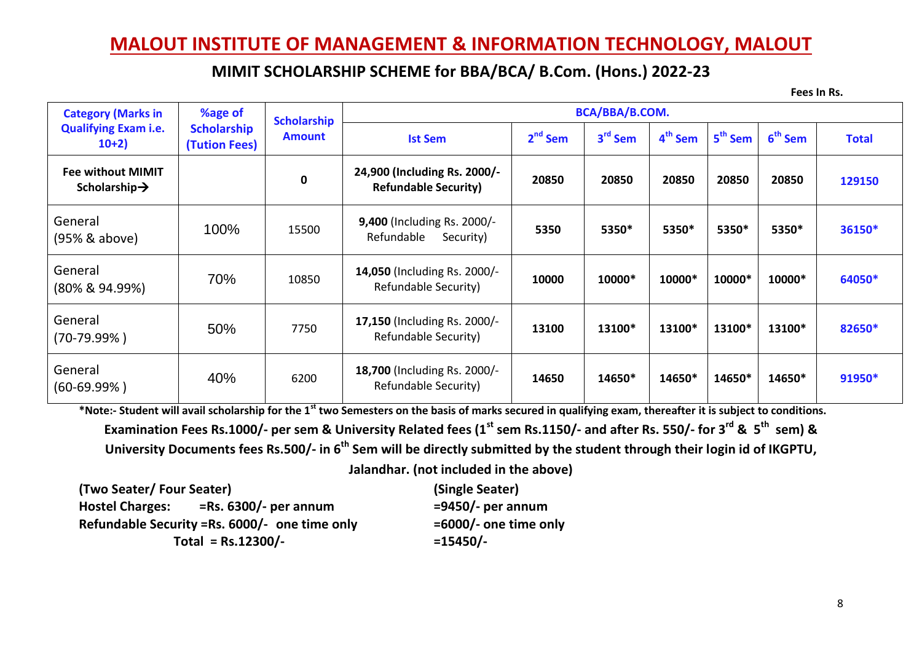# MALOUT INSTITUTE OF MANAGEMENT & INFORMATION TECHNOLOGY, MALOUT

## MIMIT SCHOLARSHIP SCHEME for BBA/BCA/ B.Com. (Hons.) 2022-23

**Fees In Rs.**

| Category (Marks in Qualifying Exam i.e. 10+2) | %age of Scholarship (Tution Fees) | Scholarship Amount | BCA/BBA/B.COM. | | | | | | |
|---|---|---|---|---|---|---|---|---|---|
| | | | Ist Sem | 2nd Sem | 3rd Sem | 4th Sem | 5th Sem | 6th Sem | Total |
| **Fee without MIMIT Scholarship→** | | **0** | **24,900 (Including Rs. 2000/- Refundable Security)** | **20850** | **20850** | **20850** | **20850** | **20850** | **129150** |
| General (95% & above) | 100% | 15500 | **9,400** (Including Rs. 2000/- Refundable Security) | **5350** | **5350*** | **5350*** | **5350*** | **5350*** | **36150*** |
| General (80% & 94.99%) | 70% | 10850 | **14,050** (Including Rs. 2000/- Refundable Security) | **10000** | **10000*** | **10000*** | **10000*** | **10000*** | **64050*** |
| General (70-79.99% ) | 50% | 7750 | **17,150** (Including Rs. 2000/- Refundable Security) | **13100** | **13100*** | **13100*** | **13100*** | **13100*** | **82650*** |
| General (60-69.99% ) | 40% | 6200 | **18,700** (Including Rs. 2000/- Refundable Security) | **14650** | **14650*** | **14650*** | **14650*** | **14650*** | **91950*** |

**\*Note:- Student will avail scholarship for the 1st two Semesters on the basis of marks secured in qualifying exam, thereafter it is subject to conditions.**

**Examination Fees Rs.1000/- per sem & University Related fees (1st sem Rs.1150/- and after Rs. 550/- for 3rd & 5th sem) & University Documents fees Rs.500/- in 6th Sem will be directly submitted by the student through their login id of IKGPTU, Jalandhar. (not included in the above)**

| | (Two Seater/ Four Seater) | (Single Seater) |
|---|---|---|
| **Hostel Charges:** | **=Rs. 6300/- per annum** | **=9450/- per annum** |
| **Refundable Security** | **=Rs. 6000/- one time only** | **=6000/- one time only** |
| **Total** | **= Rs.12300/-** | **=15450/-** |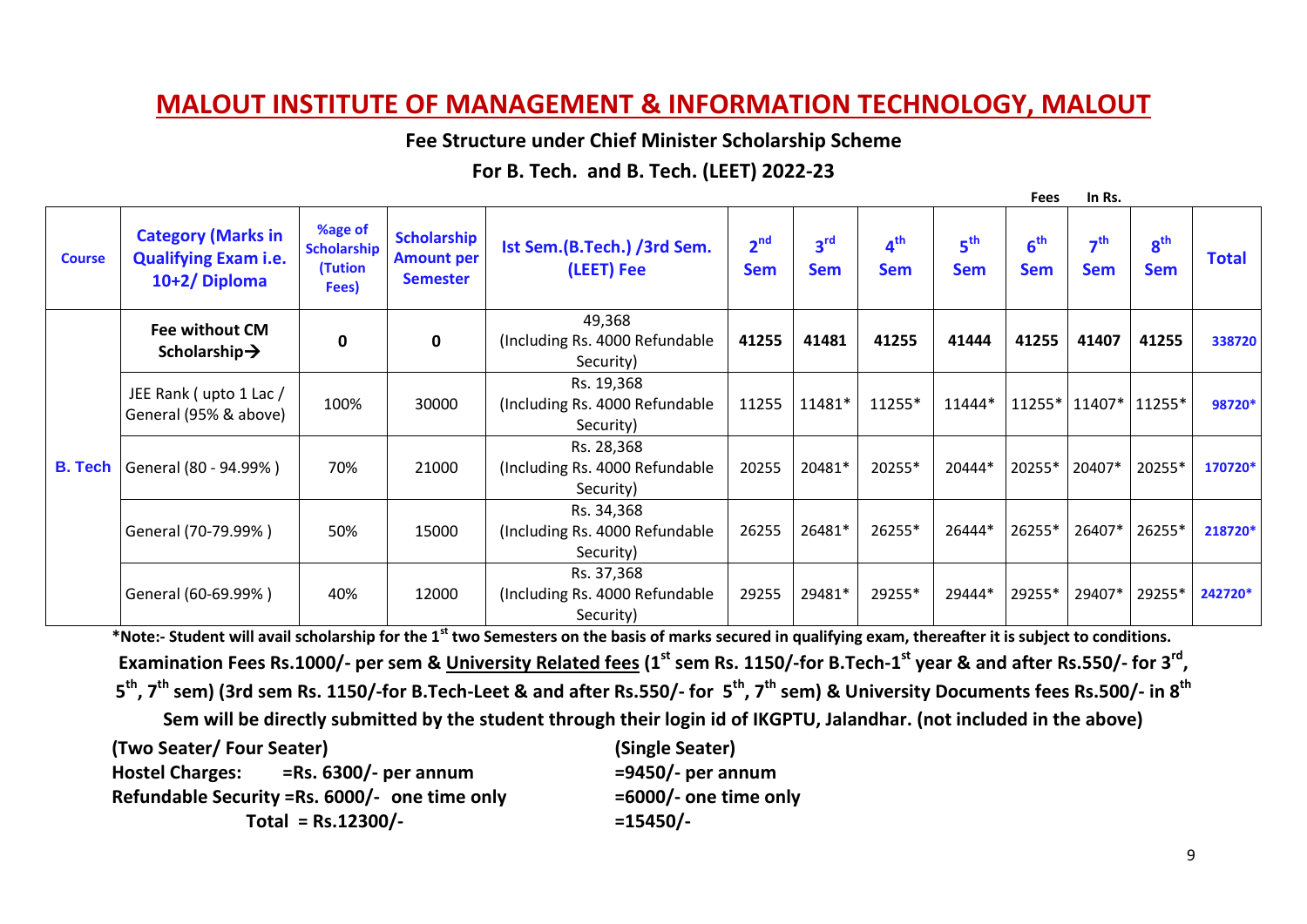# MALOUT INSTITUTE OF MANAGEMENT & INFORMATION TECHNOLOGY, MALOUT

**Fee Structure under Chief Minister Scholarship Scheme**

**For B. Tech. and B. Tech. (LEET) 2022-23**

**Fees In Rs.**

| Course | Category (Marks in Qualifying Exam i.e. 10+2/ Diploma | %age of Scholarship (Tution Fees) | Scholarship Amount per Semester | Ist Sem.(B.Tech.) /3rd Sem. (LEET) Fee | 2nd Sem | 3rd Sem | 4th Sem | 5th Sem | 6th Sem | 7th Sem | 8th Sem | Total |
|---|---|---|---|---|---|---|---|---|---|---|---|---|
| B. Tech | **Fee without CM Scholarship→** | **0** | **0** | 49,368 (Including Rs. 4000 Refundable Security) | **41255** | **41481** | **41255** | **41444** | **41255** | **41407** | **41255** | **338720** |
| | JEE Rank ( upto 1 Lac / General (95% & above) | 100% | 30000 | Rs. 19,368 (Including Rs. 4000 Refundable Security) | 11255 | 11481* | 11255* | 11444* | 11255* | 11407* | 11255* | **98720*** |
| | General (80 - 94.99% ) | 70% | 21000 | Rs. 28,368 (Including Rs. 4000 Refundable Security) | 20255 | 20481* | 20255* | 20444* | 20255* | 20407* | 20255* | **170720*** |
| | General (70-79.99% ) | 50% | 15000 | Rs. 34,368 (Including Rs. 4000 Refundable Security) | 26255 | 26481* | 26255* | 26444* | 26255* | 26407* | 26255* | **218720*** |
| | General (60-69.99% ) | 40% | 12000 | Rs. 37,368 (Including Rs. 4000 Refundable Security) | 29255 | 29481* | 29255* | 29444* | 29255* | 29407* | 29255* | **242720*** |

**\*Note:- Student will avail scholarship for the 1st two Semesters on the basis of marks secured in qualifying exam, thereafter it is subject to conditions.**

**Examination Fees Rs.1000/- per sem & University Related fees (1st sem Rs. 1150/-for B.Tech-1st year & and after Rs.550/- for 3rd, 5th, 7th sem) (3rd sem Rs. 1150/-for B.Tech-Leet & and after Rs.550/- for 5th, 7th sem) & University Documents fees Rs.500/- in 8th Sem will be directly submitted by the student through their login id of IKGPTU, Jalandhar. (not included in the above)**

| | (Two Seater/ Four Seater) | (Single Seater) |
|---|---|---|
| Hostel Charges: | =Rs. 6300/- per annum | =9450/- per annum |
| Refundable Security | =Rs. 6000/- one time only | =6000/- one time only |
| Total | = Rs.12300/- | =15450/- |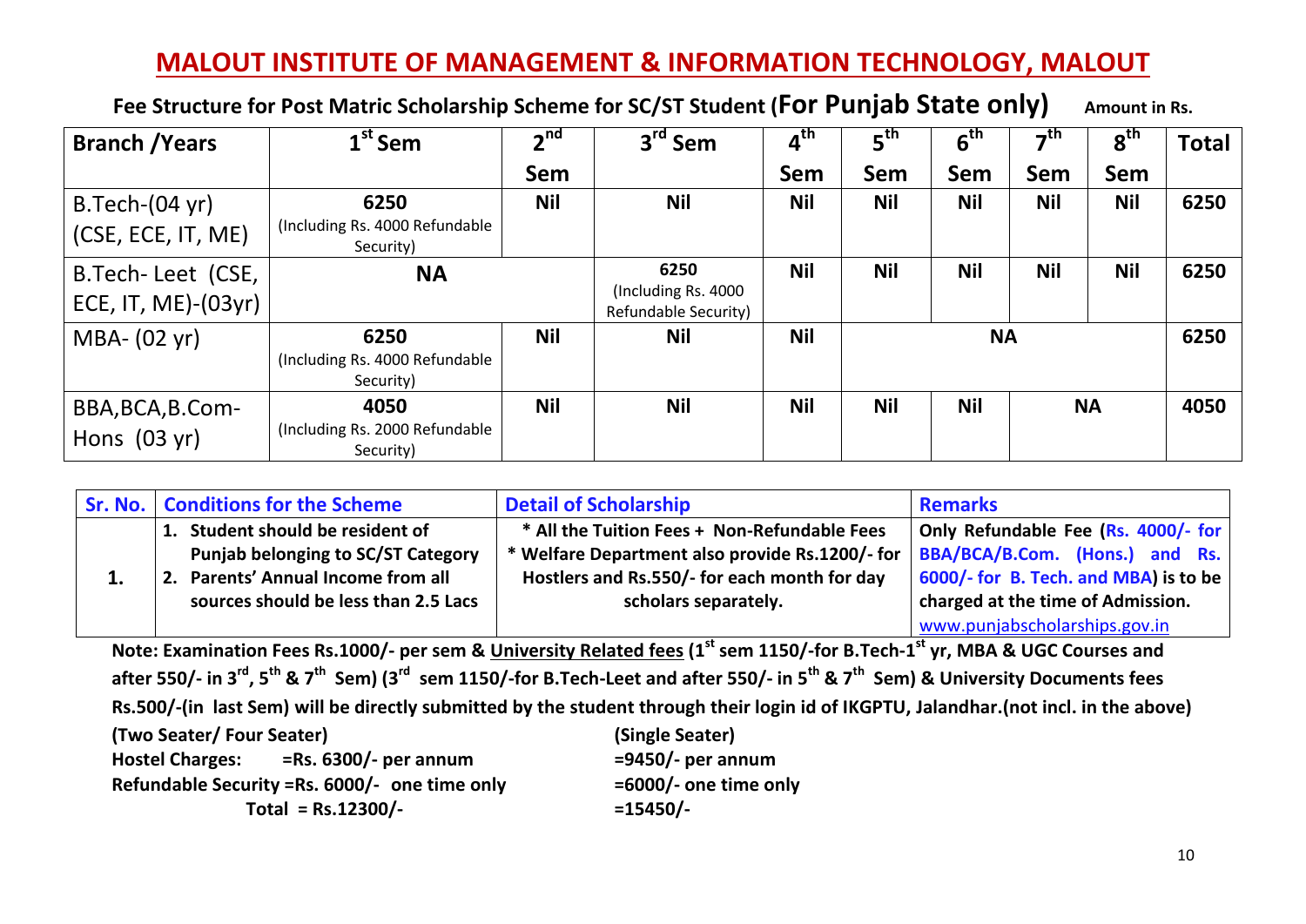# MALOUT INSTITUTE OF MANAGEMENT & INFORMATION TECHNOLOGY, MALOUT

**Fee Structure for Post Matric Scholarship Scheme for SC/ST Student (For Punjab State only)** **Amount in Rs.**

| Branch /Years | 1st Sem | 2nd Sem | 3rd Sem | 4th Sem | 5th Sem | 6th Sem | 7th Sem | 8th Sem | Total |
|---|---|---|---|---|---|---|---|---|---|
| B.Tech-(04 yr) (CSE, ECE, IT, ME) | **6250** (Including Rs. 4000 Refundable Security) | **Nil** | **Nil** | **Nil** | **Nil** | **Nil** | **Nil** | **Nil** | **6250** |
| B.Tech- Leet (CSE, ECE, IT, ME)-(03yr) | **NA** | | **6250** (Including Rs. 4000 Refundable Security) | **Nil** | **Nil** | **Nil** | **Nil** | **Nil** | **6250** |
| MBA- (02 yr) | **6250** (Including Rs. 4000 Refundable Security) | **Nil** | **Nil** | **Nil** | **NA** | | | | **6250** |
| BBA,BCA,B.Com-Hons (03 yr) | **4050** (Including Rs. 2000 Refundable Security) | **Nil** | **Nil** | **Nil** | **Nil** | **Nil** | **NA** | | **4050** |

| Sr. No. | Conditions for the Scheme | Detail of Scholarship | Remarks |
|---|---|---|---|
| **1.** | **1. Student should be resident of Punjab belonging to SC/ST Category**<br>**2. Parents' Annual Income from all sources should be less than 2.5 Lacs** | **\* All the Tuition Fees + Non-Refundable Fees**<br>**\* Welfare Department also provide Rs.1200/- for Hostlers and Rs.550/- for each month for day scholars separately.** | **Only Refundable Fee (Rs. 4000/- for BBA/BCA/B.Com. (Hons.) and Rs. 6000/- for B. Tech. and MBA) is to be charged at the time of Admission.**<br>www.punjabscholarships.gov.in |

**Note: Examination Fees Rs.1000/- per sem & University Related fees (1st sem 1150/-for B.Tech-1st yr, MBA & UGC Courses and after 550/- in 3rd, 5th & 7th Sem) (3rd sem 1150/-for B.Tech-Leet and after 550/- in 5th & 7th Sem) & University Documents fees Rs.500/-(in last Sem) will be directly submitted by the student through their login id of IKGPTU, Jalandhar.(not incl. in the above)**

| | (Two Seater/ Four Seater) | (Single Seater) |
|---|---|---|
| **Hostel Charges:** | **=Rs. 6300/- per annum** | **=9450/- per annum** |
| **Refundable Security** | **=Rs. 6000/- one time only** | **=6000/- one time only** |
| **Total** | **= Rs.12300/-** | **=15450/-** |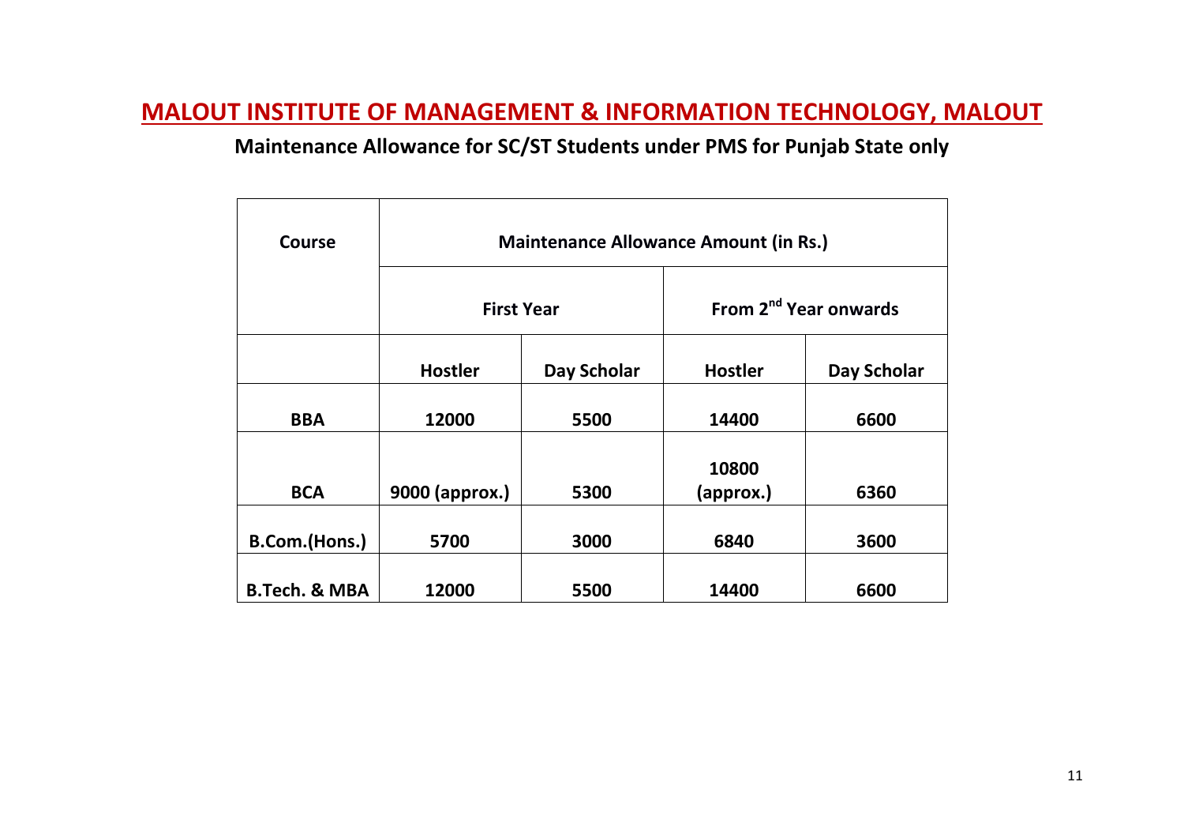# MALOUT INSTITUTE OF MANAGEMENT & INFORMATION TECHNOLOGY, MALOUT

**Maintenance Allowance for SC/ST Students under PMS for Punjab State only**

| Course | Maintenance Allowance Amount (in Rs.) | | | |
|---|---|---|---|---|
| | First Year | | From 2nd Year onwards | |
| | Hostler | Day Scholar | Hostler | Day Scholar |
| BBA | 12000 | 5500 | 14400 | 6600 |
| BCA | 9000 (approx.) | 5300 | 10800 (approx.) | 6360 |
| B.Com.(Hons.) | 5700 | 3000 | 6840 | 3600 |
| B.Tech. & MBA | 12000 | 5500 | 14400 | 6600 |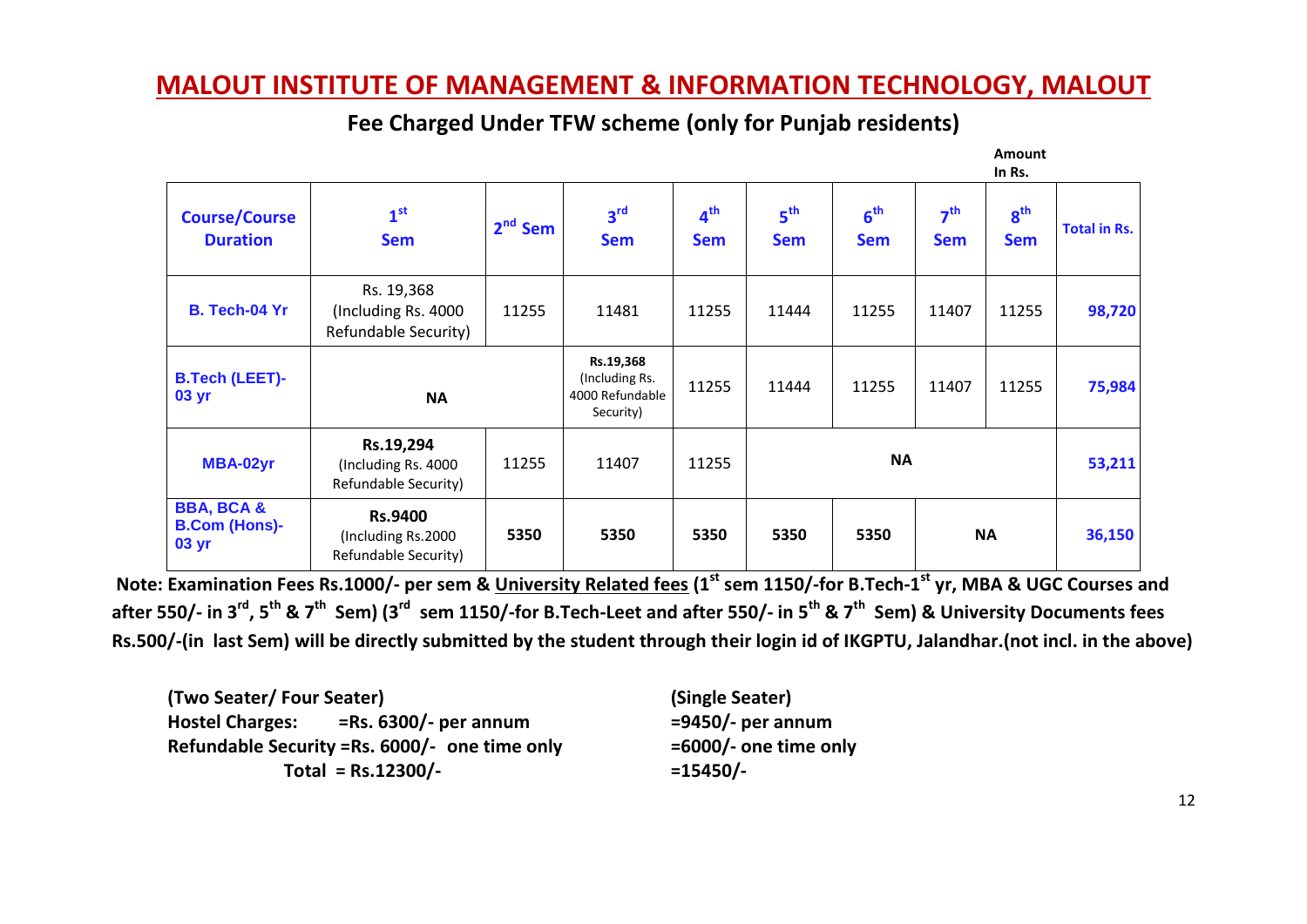# MALOUT INSTITUTE OF MANAGEMENT & INFORMATION TECHNOLOGY, MALOUT

## Fee Charged Under TFW scheme (only for Punjab residents)

**Amount In Rs.**

| Course/Course Duration | 1st Sem | 2nd Sem | 3rd Sem | 4th Sem | 5th Sem | 6th Sem | 7th Sem | 8th Sem | Total in Rs. |
|---|---|---|---|---|---|---|---|---|---|
| **B. Tech-04 Yr** | Rs. 19,368 (Including Rs. 4000 Refundable Security) | 11255 | 11481 | 11255 | 11444 | 11255 | 11407 | 11255 | **98,720** |
| **B.Tech (LEET)-03 yr** | **NA** | | Rs.19,368 (Including Rs. 4000 Refundable Security) | 11255 | 11444 | 11255 | 11407 | 11255 | **75,984** |
| **MBA-02yr** | **Rs.19,294** (Including Rs. 4000 Refundable Security) | 11255 | 11407 | 11255 | **NA** | | | | **53,211** |
| **BBA, BCA & B.Com (Hons)-03 yr** | **Rs.9400** (Including Rs.2000 Refundable Security) | **5350** | **5350** | **5350** | **5350** | **5350** | **NA** | | **36,150** |

**Note: Examination Fees Rs.1000/- per sem & University Related fees (1st sem 1150/-for B.Tech-1st yr, MBA & UGC Courses and after 550/- in 3rd, 5th & 7th Sem) (3rd sem 1150/-for B.Tech-Leet and after 550/- in 5th & 7th Sem) & University Documents fees Rs.500/-(in last Sem) will be directly submitted by the student through their login id of IKGPTU, Jalandhar.(not incl. in the above)**

| | (Two Seater/ Four Seater) | (Single Seater) |
|---|---|---|
| **Hostel Charges:** | **=Rs. 6300/- per annum** | **=9450/- per annum** |
| **Refundable Security** | **=Rs. 6000/- one time only** | **=6000/- one time only** |
| **Total** | **= Rs.12300/-** | **=15450/-** |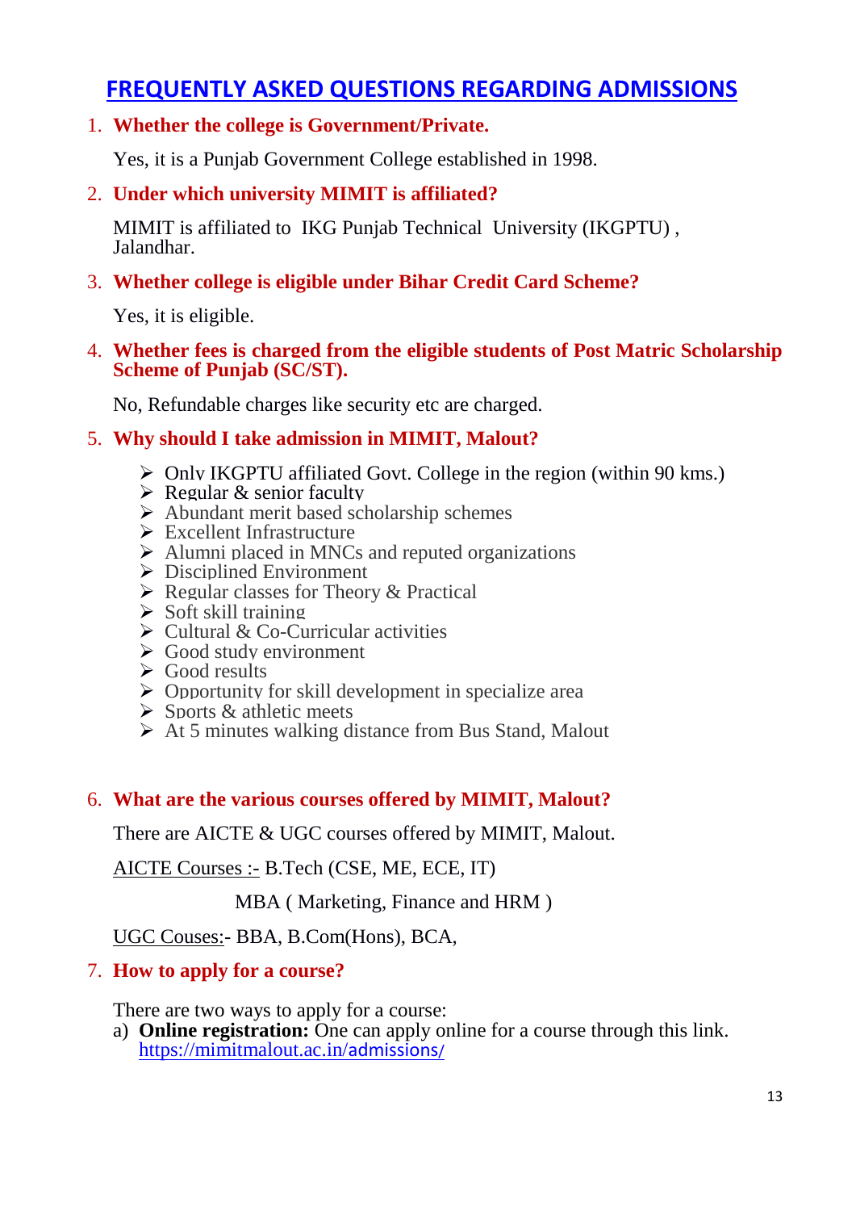# FREQUENTLY ASKED QUESTIONS REGARDING ADMISSIONS

1. **Whether the college is Government/Private.**

   Yes, it is a Punjab Government College established in 1998.

2. **Under which university MIMIT is affiliated?**

   MIMIT is affiliated to IKG Punjab Technical University (IKGPTU) , Jalandhar.

3. **Whether college is eligible under Bihar Credit Card Scheme?**

   Yes, it is eligible.

4. **Whether fees is charged from the eligible students of Post Matric Scholarship Scheme of Punjab (SC/ST).**

   No, Refundable charges like security etc are charged.

5. **Why should I take admission in MIMIT, Malout?**

   - Only IKGPTU affiliated Govt. College in the region (within 90 kms.)
   - Regular & senior faculty
   - Abundant merit based scholarship schemes
   - Excellent Infrastructure
   - Alumni placed in MNCs and reputed organizations
   - Disciplined Environment
   - Regular classes for Theory & Practical
   - Soft skill training
   - Cultural & Co-Curricular activities
   - Good study environment
   - Good results
   - Opportunity for skill development in specialize area
   - Sports & athletic meets
   - At 5 minutes walking distance from Bus Stand, Malout

6. **What are the various courses offered by MIMIT, Malout?**

   There are AICTE & UGC courses offered by MIMIT, Malout.

   AICTE Courses :- B.Tech (CSE, ME, ECE, IT)

   MBA ( Marketing, Finance and HRM )

   UGC Couses:- BBA, B.Com(Hons), BCA,

7. **How to apply for a course?**

   There are two ways to apply for a course:

   a) **Online registration:** One can apply online for a course through this link. https://mimitmalout.ac.in/admissions/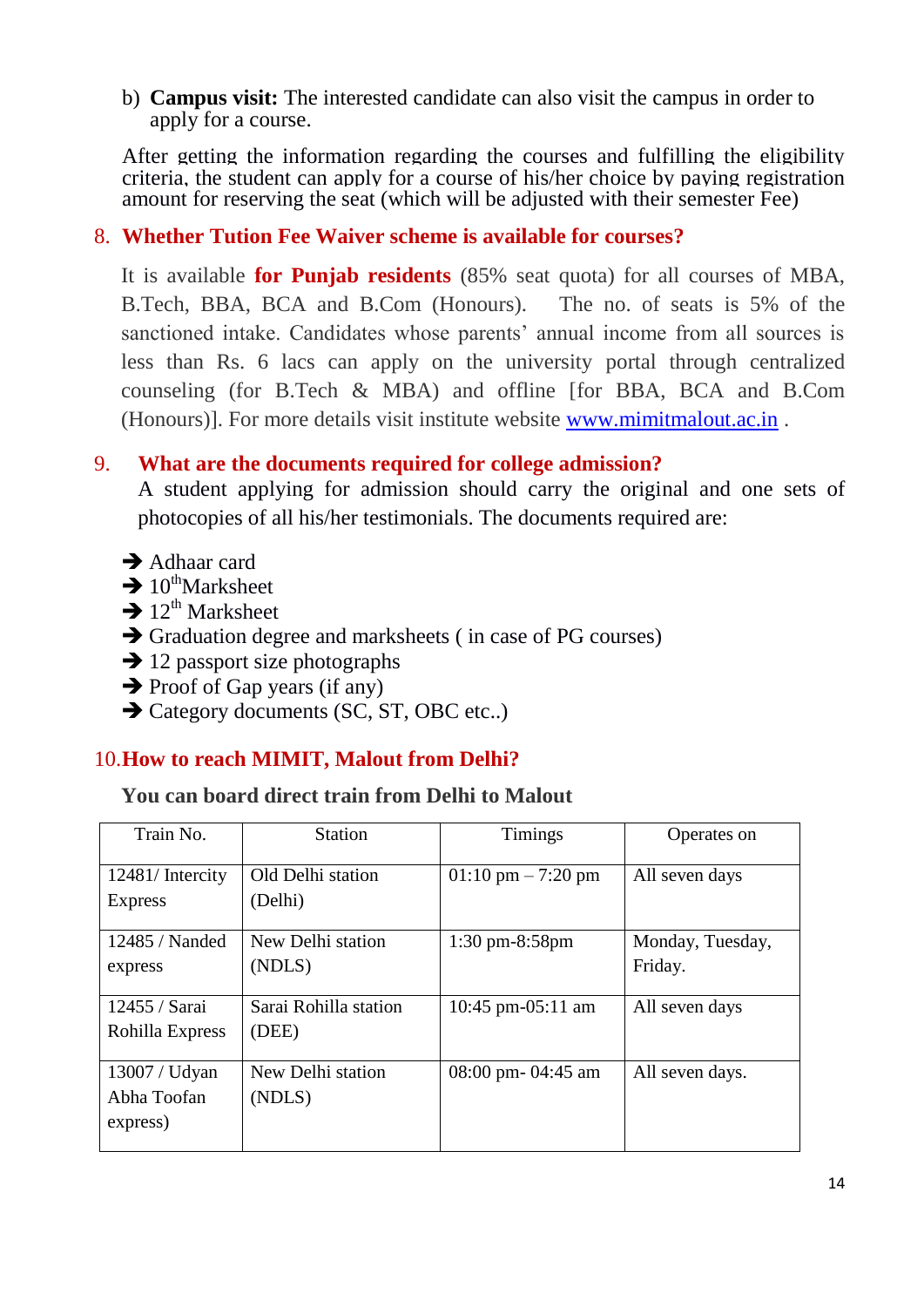b) **Campus visit:** The interested candidate can also visit the campus in order to apply for a course.

After getting the information regarding the courses and fulfilling the eligibility criteria, the student can apply for a course of his/her choice by paying registration amount for reserving the seat (which will be adjusted with their semester Fee)

## 8. Whether Tution Fee Waiver scheme is available for courses?

It is available **for Punjab residents** (85% seat quota) for all courses of MBA, B.Tech, BBA, BCA and B.Com (Honours). The no. of seats is 5% of the sanctioned intake. Candidates whose parents' annual income from all sources is less than Rs. 6 lacs can apply on the university portal through centralized counseling (for B.Tech & MBA) and offline [for BBA, BCA and B.Com (Honours)]. For more details visit institute website www.mimitmalout.ac.in .

## 9. What are the documents required for college admission?

A student applying for admission should carry the original and one sets of photocopies of all his/her testimonials. The documents required are:

- ➔ Adhaar card
- ➔ 10th Marksheet
- ➔ 12th Marksheet
- ➔ Graduation degree and marksheets ( in case of PG courses)
- ➔ 12 passport size photographs
- ➔ Proof of Gap years (if any)
- ➔ Category documents (SC, ST, OBC etc..)

## 10. How to reach MIMIT, Malout from Delhi?

**You can board direct train from Delhi to Malout**

| Train No. | Station | Timings | Operates on |
|---|---|---|---|
| 12481/ Intercity Express | Old Delhi station (Delhi) | 01:10 pm – 7:20 pm | All seven days |
| 12485 / Nanded express | New Delhi station (NDLS) | 1:30 pm-8:58pm | Monday, Tuesday, Friday. |
| 12455 / Sarai Rohilla Express | Sarai Rohilla station (DEE) | 10:45 pm-05:11 am | All seven days |
| 13007 / Udyan Abha Toofan express) | New Delhi station (NDLS) | 08:00 pm- 04:45 am | All seven days. |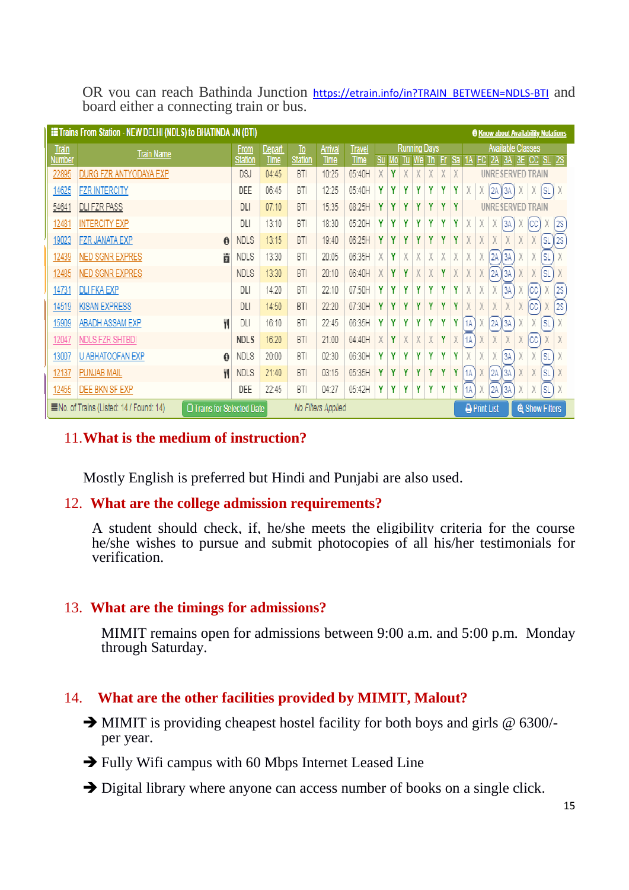OR you can reach Bathinda Junction https://etrain.info/in?TRAIN_BETWEEN=NDLS-BTI and board either a connecting train or bus.

| Train Number | Train Name | From Station | Depart. Time | To Station | Arrival Time | Travel Time | Su | Mo | Tu | We | Th | Fr | Sa | 1A | FC | 2A | 3A | 3E | CC | SL | 2S |
|---|---|---|---|---|---|---|---|---|---|---|---|---|---|---|---|---|---|---|---|---|---|
| 22895 | DURG FZR ANTYODAYA EXP | DSJ | 04:45 | BTI | 10:25 | 05:40H | X | Y | X | X | X | X | X | UNRESERVED TRAIN | | | | | | | |
| 14625 | FZR INTERCITY | DEE | 06:45 | BTI | 12:25 | 05:40H | Y | Y | Y | Y | Y | Y | Y | X | X | 2A | 3A | X | X | SL | X |
| 54641 | DLI FZR PASS | DLI | 07:10 | BTI | 15:35 | 08:25H | Y | Y | Y | Y | Y | Y | Y | UNRESERVED TRAIN | | | | | | | |
| 12481 | INTERCITY EXP | DLI | 13:10 | BTI | 18:30 | 05:20H | Y | Y | Y | Y | Y | Y | Y | X | X | X | 3A | X | CC | X | 2S |
| 19023 | FZR JANATA EXP | NDLS | 13:15 | BTI | 19:40 | 06:25H | Y | Y | Y | Y | Y | Y | Y | X | X | X | X | X | X | SL | 2S |
| 12439 | NED SGNR EXPRES | NDLS | 13:30 | BTI | 20:05 | 06:35H | X | Y | X | X | X | X | X | X | X | 2A | 3A | X | X | SL | X |
| 12485 | NED SGNR EXPRES | NDLS | 13:30 | BTI | 20:10 | 06:40H | X | Y | Y | X | X | Y | X | X | X | 2A | 3A | X | X | SL | X |
| 14731 | DLI FKA EXP | DLI | 14:20 | BTI | 22:10 | 07:50H | Y | Y | Y | Y | Y | Y | Y | X | X | X | 3A | X | CC | X | 2S |
| 14519 | KISAN EXPRESS | DLI | 14:50 | BTI | 22:20 | 07:30H | Y | Y | Y | Y | Y | Y | Y | X | X | X | X | X | CC | X | 2S |
| 15909 | ABADH ASSAM EXP | DLI | 16:10 | BTI | 22:45 | 06:35H | Y | Y | Y | Y | Y | Y | Y | 1A | X | 2A | 3A | X | X | SL | X |
| 12047 | NDLS FZR SHTBDI | NDLS | 16:20 | BTI | 21:00 | 04:40H | X | Y | X | X | X | Y | X | 1A | X | X | X | X | CC | X | X |
| 13007 | U ABHATOOFAN EXP | NDLS | 20:00 | BTI | 02:30 | 06:30H | Y | Y | Y | Y | Y | Y | Y | X | X | X | 3A | X | X | SL | X |
| 12137 | PUNJAB MAIL | NDLS | 21:40 | BTI | 03:15 | 05:35H | Y | Y | Y | Y | Y | Y | Y | 1A | X | 2A | 3A | X | X | SL | X |
| 12455 | DEE BKN SF EXP | DEE | 22:45 | BTI | 04:27 | 05:42H | Y | Y | Y | Y | Y | Y | Y | 1A | X | 2A | 3A | X | X | SL | X |

No. of Trains (Listed: 14 / Found: 14)

## 11. What is the medium of instruction?

Mostly English is preferred but Hindi and Punjabi are also used.

## 12. What are the college admission requirements?

A student should check, if, he/she meets the eligibility criteria for the course he/she wishes to pursue and submit photocopies of all his/her testimonials for verification.

## 13. What are the timings for admissions?

MIMIT remains open for admissions between 9:00 a.m. and 5:00 p.m. Monday through Saturday.

## 14. What are the other facilities provided by MIMIT, Malout?

- ➔ MIMIT is providing cheapest hostel facility for both boys and girls @ 6300/- per year.
- ➔ Fully Wifi campus with 60 Mbps Internet Leased Line
- ➔ Digital library where anyone can access number of books on a single click.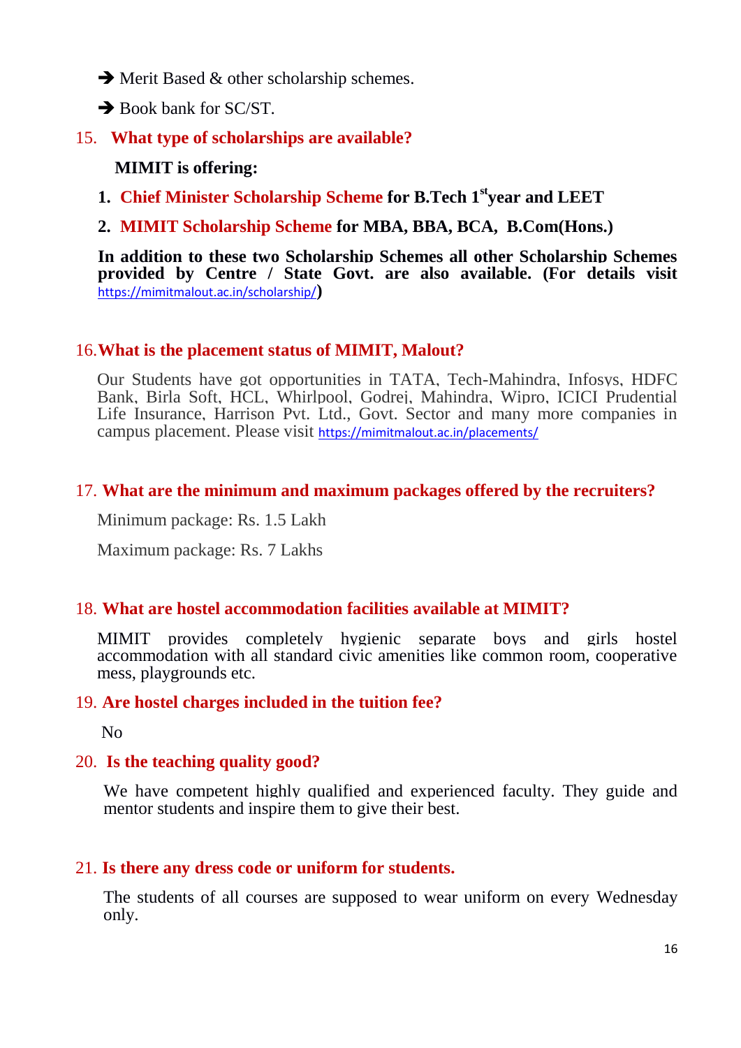- ➔ Merit Based & other scholarship schemes.
- ➔ Book bank for SC/ST.

### 15. What type of scholarships are available?

**MIMIT is offering:**

1. **Chief Minister Scholarship Scheme for B.Tech 1st year and LEET**
2. **MIMIT Scholarship Scheme for MBA, BBA, BCA, B.Com(Hons.)**

**In addition to these two Scholarship Schemes all other Scholarship Schemes provided by Centre / State Govt. are also available. (For details visit** https://mimitmalout.ac.in/scholarship/**)**

### 16. What is the placement status of MIMIT, Malout?

Our Students have got opportunities in TATA, Tech-Mahindra, Infosys, HDFC Bank, Birla Soft, HCL, Whirlpool, Godrej, Mahindra, Wipro, ICICI Prudential Life Insurance, Harrison Pvt. Ltd., Govt. Sector and many more companies in campus placement. Please visit https://mimitmalout.ac.in/placements/

### 17. What are the minimum and maximum packages offered by the recruiters?

Minimum package: Rs. 1.5 Lakh

Maximum package: Rs. 7 Lakhs

### 18. What are hostel accommodation facilities available at MIMIT?

MIMIT provides completely hygienic separate boys and girls hostel accommodation with all standard civic amenities like common room, cooperative mess, playgrounds etc.

### 19. Are hostel charges included in the tuition fee?

No

### 20. Is the teaching quality good?

We have competent highly qualified and experienced faculty. They guide and mentor students and inspire them to give their best.

### 21. Is there any dress code or uniform for students.

The students of all courses are supposed to wear uniform on every Wednesday only.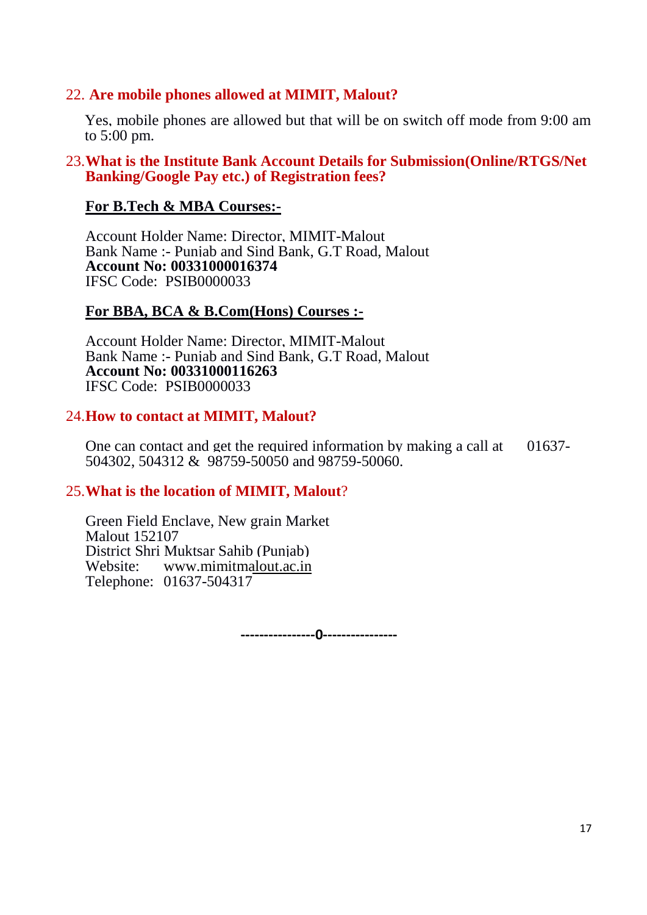22. **Are mobile phones allowed at MIMIT, Malout?**

Yes, mobile phones are allowed but that will be on switch off mode from 9:00 am to 5:00 pm.

23. **What is the Institute Bank Account Details for Submission(Online/RTGS/Net Banking/Google Pay etc.) of Registration fees?**

**For B.Tech & MBA Courses:-**

Account Holder Name: Director, MIMIT-Malout
Bank Name :- Punjab and Sind Bank, G.T Road, Malout
**Account No: 00331000016374**
IFSC Code: PSIB0000033

**For BBA, BCA & B.Com(Hons) Courses :-**

Account Holder Name: Director, MIMIT-Malout
Bank Name :- Punjab and Sind Bank, G.T Road, Malout
**Account No: 00331000116263**
IFSC Code: PSIB0000033

24. **How to contact at MIMIT, Malout?**

One can contact and get the required information by making a call at 01637-504302, 504312 & 98759-50050 and 98759-50060.

25. **What is the location of MIMIT, Malout?**

Green Field Enclave, New grain Market
Malout 152107
District Shri Muktsar Sahib (Punjab)
Website: www.mimitmalout.ac.in
Telephone: 01637-504317

----------------0----------------